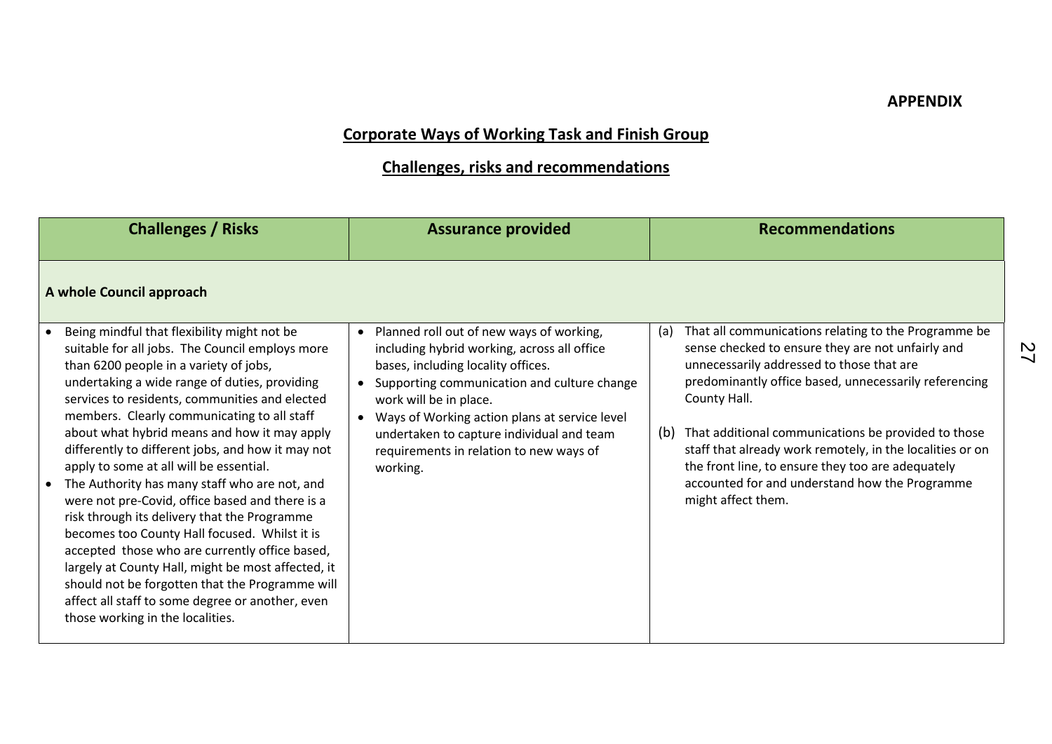**APPENDIX**

## Corporate Ways of Working Task and Finish Group

## Challenges, risks and recommendations

| Challenges / Risks | Assurance provided | Recommendations |
|---|---|---|
| **A whole Council approach** | | |
| • Being mindful that flexibility might not be suitable for all jobs. The Council employs more than 6200 people in a variety of jobs, undertaking a wide range of duties, providing services to residents, communities and elected members. Clearly communicating to all staff about what hybrid means and how it may apply differently to different jobs, and how it may not apply to some at all will be essential.<br>• The Authority has many staff who are not, and were not pre-Covid, office based and there is a risk through its delivery that the Programme becomes too County Hall focused. Whilst it is accepted those who are currently office based, largely at County Hall, might be most affected, it should not be forgotten that the Programme will affect all staff to some degree or another, even those working in the localities. | • Planned roll out of new ways of working, including hybrid working, across all office bases, including locality offices.<br>• Supporting communication and culture change work will be in place.<br>• Ways of Working action plans at service level undertaken to capture individual and team requirements in relation to new ways of working. | (a) That all communications relating to the Programme be sense checked to ensure they are not unfairly and unnecessarily addressed to those that are predominantly office based, unnecessarily referencing County Hall.<br><br>(b) That additional communications be provided to those staff that already work remotely, in the localities or on the front line, to ensure they too are adequately accounted for and understand how the Programme might affect them. |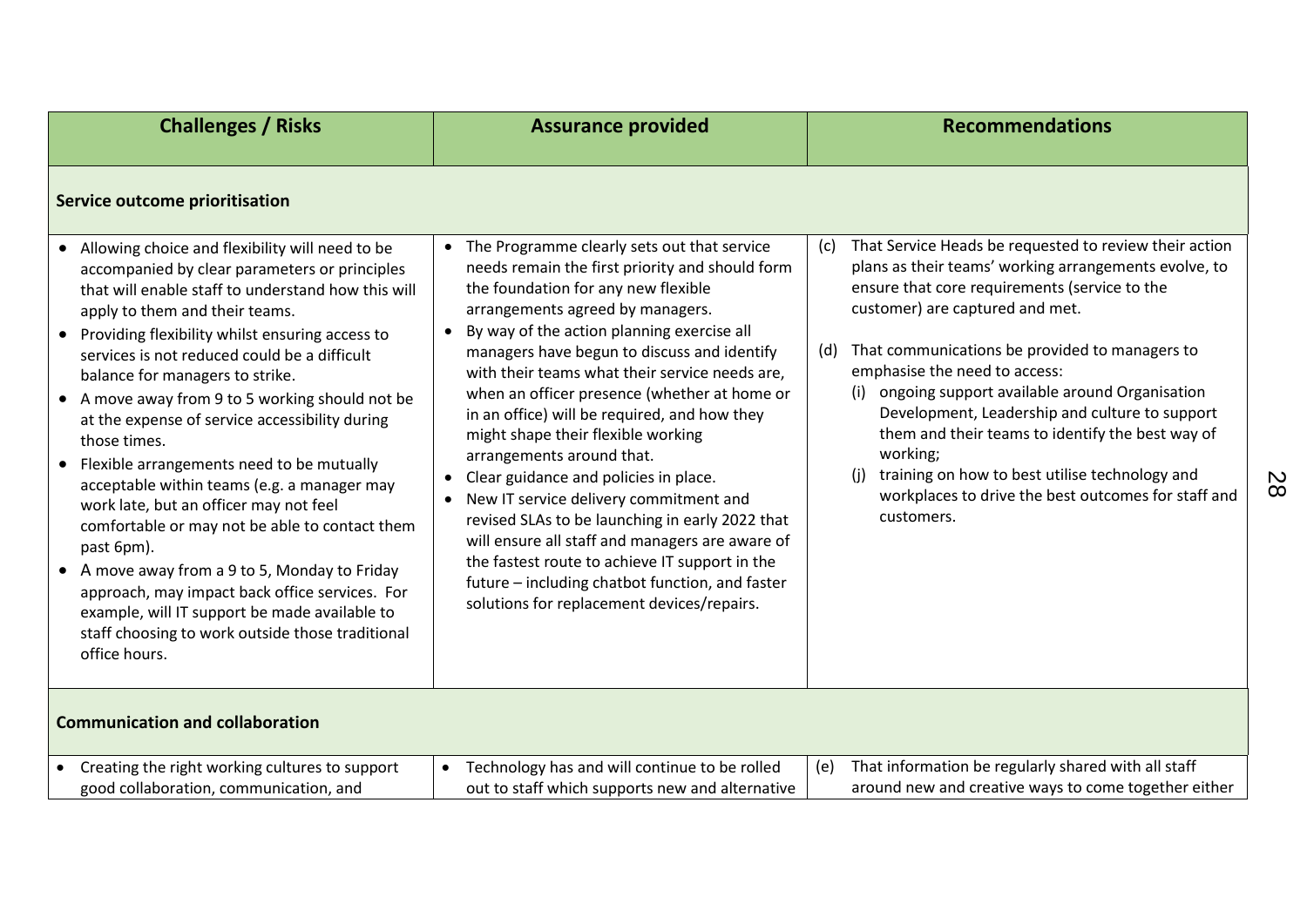| Challenges / Risks | Assurance provided | Recommendations |
|---|---|---|
| **Service outcome prioritisation** | | |
| • Allowing choice and flexibility will need to be accompanied by clear parameters or principles that will enable staff to understand how this will apply to them and their teams.<br>• Providing flexibility whilst ensuring access to services is not reduced could be a difficult balance for managers to strike.<br>• A move away from 9 to 5 working should not be at the expense of service accessibility during those times.<br>• Flexible arrangements need to be mutually acceptable within teams (e.g. a manager may work late, but an officer may not feel comfortable or may not be able to contact them past 6pm).<br>• A move away from a 9 to 5, Monday to Friday approach, may impact back office services. For example, will IT support be made available to staff choosing to work outside those traditional office hours. | • The Programme clearly sets out that service needs remain the first priority and should form the foundation for any new flexible arrangements agreed by managers.<br>• By way of the action planning exercise all managers have begun to discuss and identify with their teams what their service needs are, when an officer presence (whether at home or in an office) will be required, and how they might shape their flexible working arrangements around that.<br>• Clear guidance and policies in place.<br>• New IT service delivery commitment and revised SLAs to be launching in early 2022 that will ensure all staff and managers are aware of the fastest route to achieve IT support in the future – including chatbot function, and faster solutions for replacement devices/repairs. | (c) That Service Heads be requested to review their action plans as their teams' working arrangements evolve, to ensure that core requirements (service to the customer) are captured and met.<br><br>(d) That communications be provided to managers to emphasise the need to access:<br>(i) ongoing support available around Organisation Development, Leadership and culture to support them and their teams to identify the best way of working;<br>(j) training on how to best utilise technology and workplaces to drive the best outcomes for staff and customers. |
| **Communication and collaboration** | | |
| • Creating the right working cultures to support good collaboration, communication, and | • Technology has and will continue to be rolled out to staff which supports new and alternative | (e) That information be regularly shared with all staff around new and creative ways to come together either |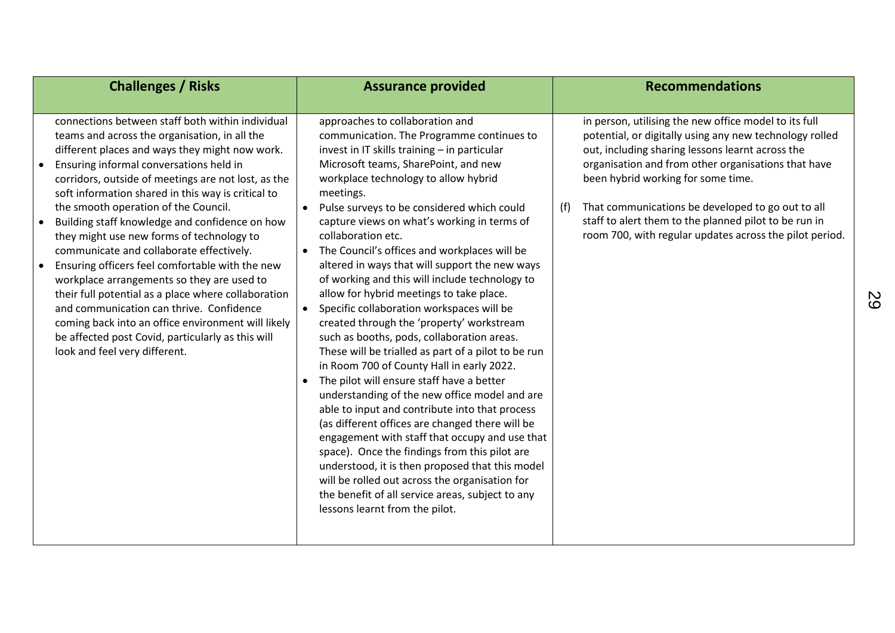| Challenges / Risks | Assurance provided | Recommendations |
|---|---|---|
| connections between staff both within individual teams and across the organisation, in all the different places and ways they might now work.<br>• Ensuring informal conversations held in corridors, outside of meetings are not lost, as the soft information shared in this way is critical to the smooth operation of the Council.<br>• Building staff knowledge and confidence on how they might use new forms of technology to communicate and collaborate effectively.<br>• Ensuring officers feel comfortable with the new workplace arrangements so they are used to their full potential as a place where collaboration and communication can thrive. Confidence coming back into an office environment will likely be affected post Covid, particularly as this will look and feel very different. | approaches to collaboration and communication. The Programme continues to invest in IT skills training – in particular Microsoft teams, SharePoint, and new workplace technology to allow hybrid meetings.<br>• Pulse surveys to be considered which could capture views on what's working in terms of collaboration etc.<br>• The Council's offices and workplaces will be altered in ways that will support the new ways of working and this will include technology to allow for hybrid meetings to take place.<br>• Specific collaboration workspaces will be created through the 'property' workstream such as booths, pods, collaboration areas. These will be trialled as part of a pilot to be run in Room 700 of County Hall in early 2022.<br>• The pilot will ensure staff have a better understanding of the new office model and are able to input and contribute into that process (as different offices are changed there will be engagement with staff that occupy and use that space). Once the findings from this pilot are understood, it is then proposed that this model will be rolled out across the organisation for the benefit of all service areas, subject to any lessons learnt from the pilot. | in person, utilising the new office model to its full potential, or digitally using any new technology rolled out, including sharing lessons learnt across the organisation and from other organisations that have been hybrid working for some time.<br><br>(f) That communications be developed to go out to all staff to alert them to the planned pilot to be run in room 700, with regular updates across the pilot period. |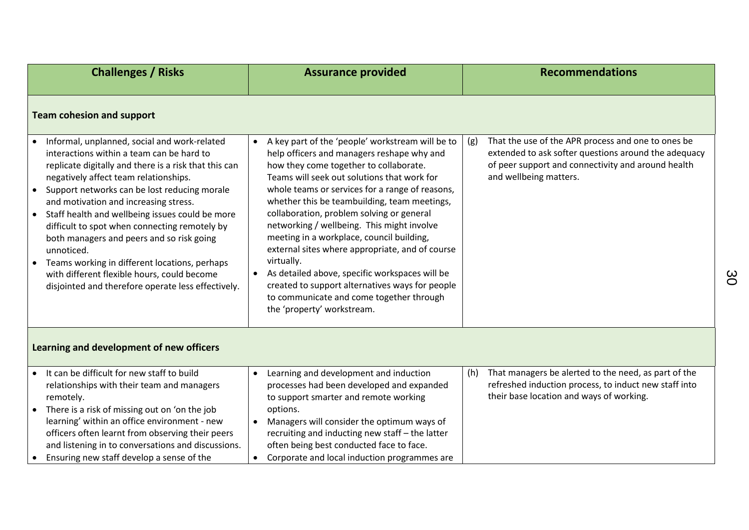| Challenges / Risks | Assurance provided | Recommendations |
|---|---|---|
| **Team cohesion and support** | | |
| • Informal, unplanned, social and work-related interactions within a team can be hard to replicate digitally and there is a risk that this can negatively affect team relationships.<br>• Support networks can be lost reducing morale and motivation and increasing stress.<br>• Staff health and wellbeing issues could be more difficult to spot when connecting remotely by both managers and peers and so risk going unnoticed.<br>• Teams working in different locations, perhaps with different flexible hours, could become disjointed and therefore operate less effectively. | • A key part of the 'people' workstream will be to help officers and managers reshape why and how they come together to collaborate. Teams will seek out solutions that work for whole teams or services for a range of reasons, whether this be teambuilding, team meetings, collaboration, problem solving or general networking / wellbeing. This might involve meeting in a workplace, council building, external sites where appropriate, and of course virtually.<br>• As detailed above, specific workspaces will be created to support alternatives ways for people to communicate and come together through the 'property' workstream. | (g) That the use of the APR process and one to ones be extended to ask softer questions around the adequacy of peer support and connectivity and around health and wellbeing matters. |
| **Learning and development of new officers** | | |
| • It can be difficult for new staff to build relationships with their team and managers remotely.<br>• There is a risk of missing out on 'on the job learning' within an office environment - new officers often learnt from observing their peers and listening in to conversations and discussions.<br>• Ensuring new staff develop a sense of the | • Learning and development and induction processes had been developed and expanded to support smarter and remote working options.<br>• Managers will consider the optimum ways of recruiting and inducting new staff – the latter often being best conducted face to face.<br>• Corporate and local induction programmes are | (h) That managers be alerted to the need, as part of the refreshed induction process, to induct new staff into their base location and ways of working. |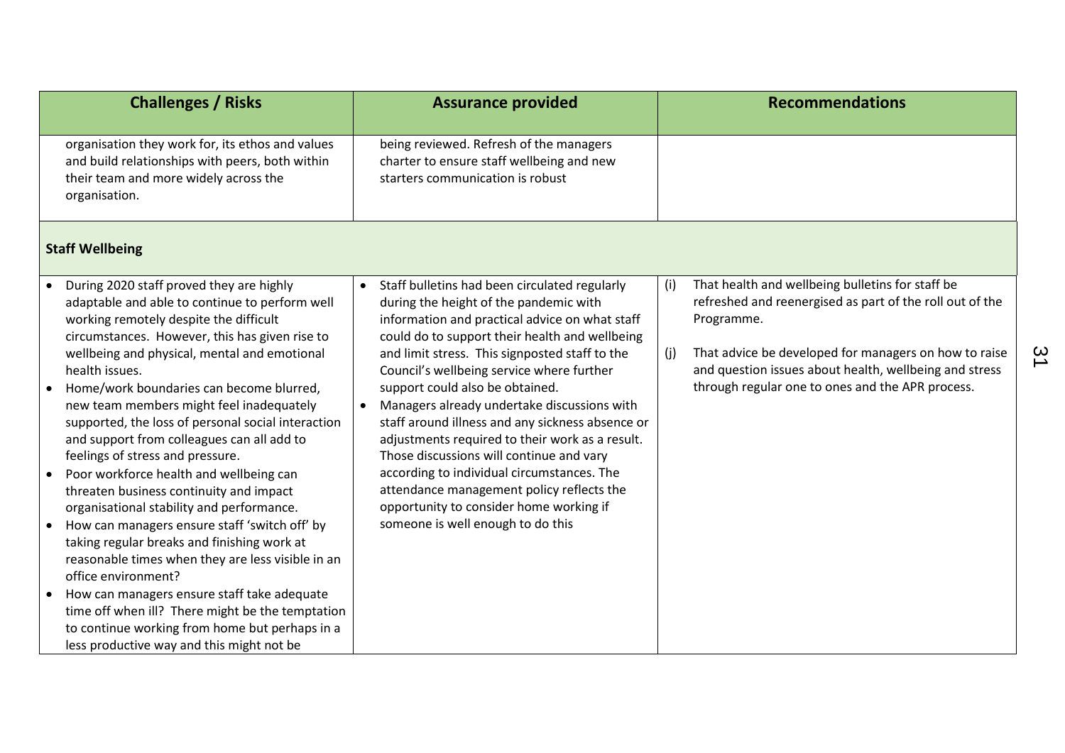| Challenges / Risks | Assurance provided | Recommendations |
| --- | --- | --- |
| organisation they work for, its ethos and values and build relationships with peers, both within their team and more widely across the organisation. | being reviewed. Refresh of the managers charter to ensure staff wellbeing and new starters communication is robust | |
| **Staff Wellbeing** | | |
| • During 2020 staff proved they are highly adaptable and able to continue to perform well working remotely despite the difficult circumstances. However, this has given rise to wellbeing and physical, mental and emotional health issues.<br>• Home/work boundaries can become blurred, new team members might feel inadequately supported, the loss of personal social interaction and support from colleagues can all add to feelings of stress and pressure.<br>• Poor workforce health and wellbeing can threaten business continuity and impact organisational stability and performance.<br>• How can managers ensure staff 'switch off' by taking regular breaks and finishing work at reasonable times when they are less visible in an office environment?<br>• How can managers ensure staff take adequate time off when ill? There might be the temptation to continue working from home but perhaps in a less productive way and this might not be | • Staff bulletins had been circulated regularly during the height of the pandemic with information and practical advice on what staff could do to support their health and wellbeing and limit stress. This signposted staff to the Council's wellbeing service where further support could also be obtained.<br>• Managers already undertake discussions with staff around illness and any sickness absence or adjustments required to their work as a result. Those discussions will continue and vary according to individual circumstances. The attendance management policy reflects the opportunity to consider home working if someone is well enough to do this | (i) That health and wellbeing bulletins for staff be refreshed and reenergised as part of the roll out of the Programme.<br><br>(j) That advice be developed for managers on how to raise and question issues about health, wellbeing and stress through regular one to ones and the APR process. |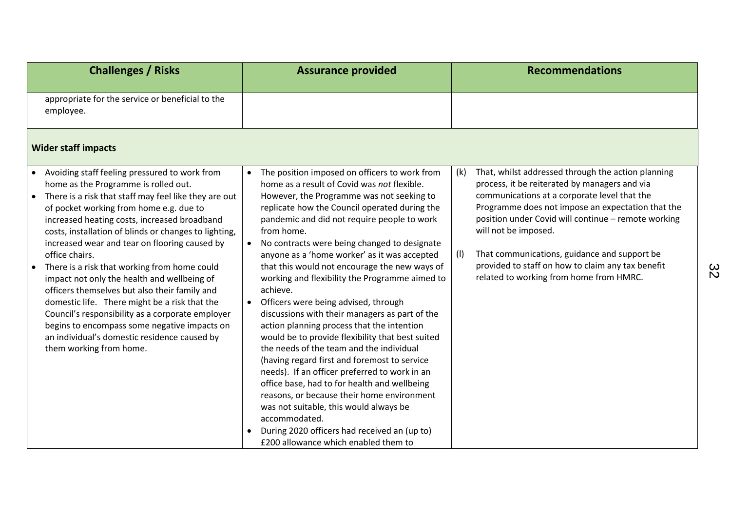| Challenges / Risks | Assurance provided | Recommendations |
| --- | --- | --- |
| appropriate for the service or beneficial to the employee. | | |
| **Wider staff impacts** | | |
| • Avoiding staff feeling pressured to work from home as the Programme is rolled out.<br>• There is a risk that staff may feel like they are out of pocket working from home e.g. due to increased heating costs, increased broadband costs, installation of blinds or changes to lighting, increased wear and tear on flooring caused by office chairs.<br>• There is a risk that working from home could impact not only the health and wellbeing of officers themselves but also their family and domestic life. There might be a risk that the Council's responsibility as a corporate employer begins to encompass some negative impacts on an individual's domestic residence caused by them working from home. | • The position imposed on officers to work from home as a result of Covid was *not* flexible. However, the Programme was not seeking to replicate how the Council operated during the pandemic and did not require people to work from home.<br>• No contracts were being changed to designate anyone as a 'home worker' as it was accepted that this would not encourage the new ways of working and flexibility the Programme aimed to achieve.<br>• Officers were being advised, through discussions with their managers as part of the action planning process that the intention would be to provide flexibility that best suited the needs of the team and the individual (having regard first and foremost to service needs). If an officer preferred to work in an office base, had to for health and wellbeing reasons, or because their home environment was not suitable, this would always be accommodated.<br>• During 2020 officers had received an (up to) £200 allowance which enabled them to | (k) That, whilst addressed through the action planning process, it be reiterated by managers and via communications at a corporate level that the Programme does not impose an expectation that the position under Covid will continue – remote working will not be imposed.<br><br>(l) That communications, guidance and support be provided to staff on how to claim any tax benefit related to working from home from HMRC. |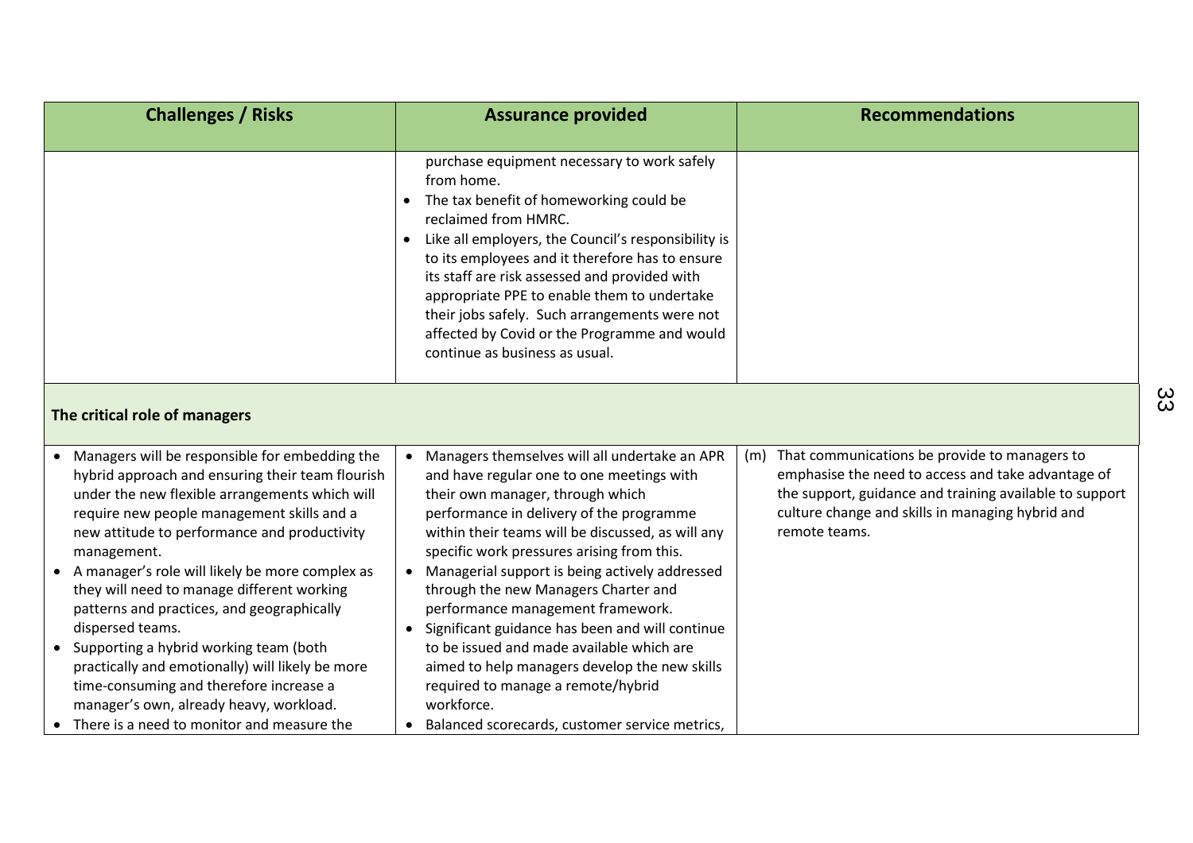| Challenges / Risks | Assurance provided | Recommendations |
|---|---|---|
| | purchase equipment necessary to work safely from home.<br>• The tax benefit of homeworking could be reclaimed from HMRC.<br>• Like all employers, the Council's responsibility is to its employees and it therefore has to ensure its staff are risk assessed and provided with appropriate PPE to enable them to undertake their jobs safely. Such arrangements were not affected by Covid or the Programme and would continue as business as usual. | |
| **The critical role of managers** | | |
| • Managers will be responsible for embedding the hybrid approach and ensuring their team flourish under the new flexible arrangements which will require new people management skills and a new attitude to performance and productivity management.<br>• A manager's role will likely be more complex as they will need to manage different working patterns and practices, and geographically dispersed teams.<br>• Supporting a hybrid working team (both practically and emotionally) will likely be more time-consuming and therefore increase a manager's own, already heavy, workload.<br>• There is a need to monitor and measure the | • Managers themselves will all undertake an APR and have regular one to one meetings with their own manager, through which performance in delivery of the programme within their teams will be discussed, as will any specific work pressures arising from this.<br>• Managerial support is being actively addressed through the new Managers Charter and performance management framework.<br>• Significant guidance has been and will continue to be issued and made available which are aimed to help managers develop the new skills required to manage a remote/hybrid workforce.<br>• Balanced scorecards, customer service metrics, | (m) That communications be provide to managers to emphasise the need to access and take advantage of the support, guidance and training available to support culture change and skills in managing hybrid and remote teams. |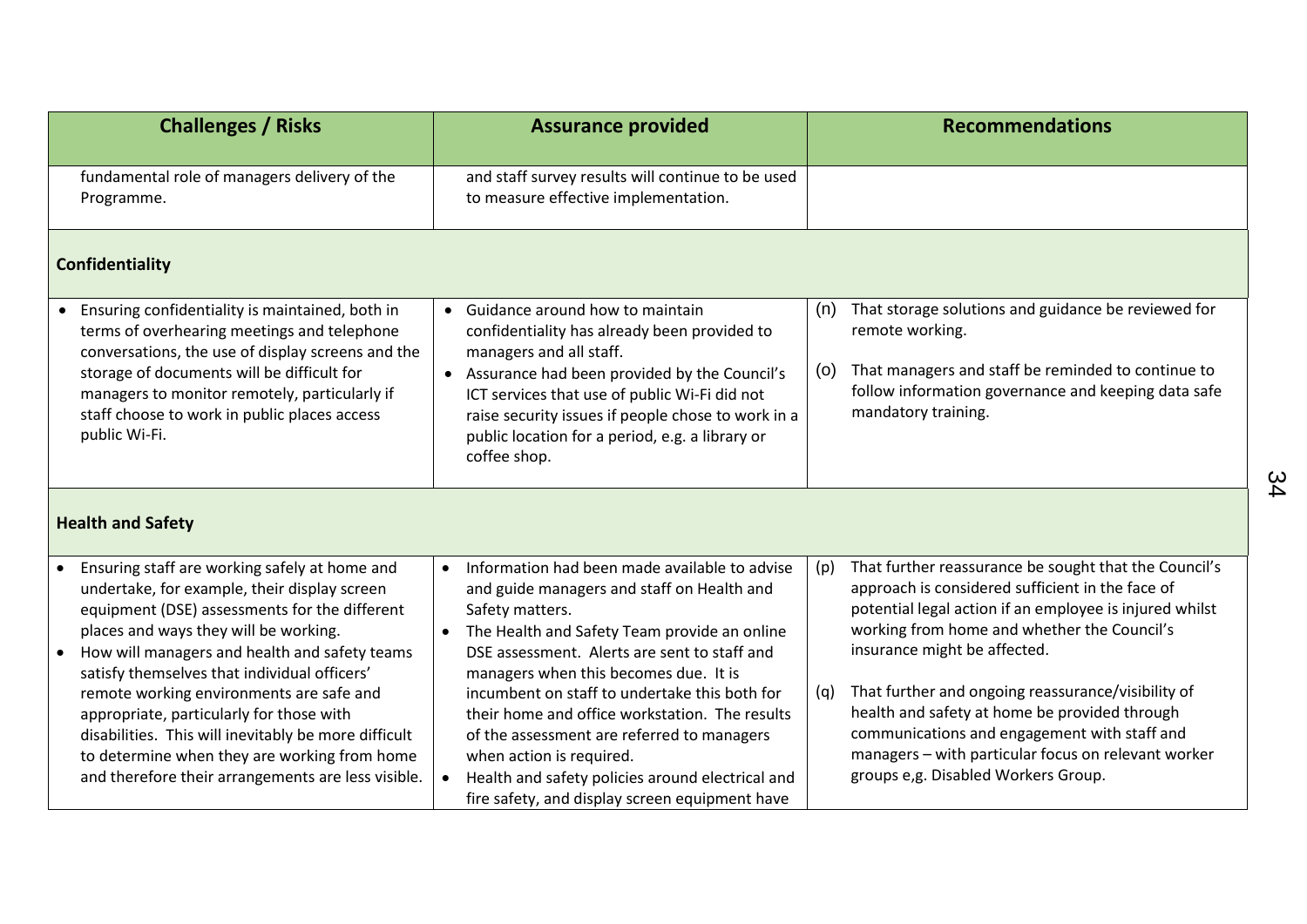| Challenges / Risks | Assurance provided | Recommendations |
|---|---|---|
| fundamental role of managers delivery of the Programme. | and staff survey results will continue to be used to measure effective implementation. | |
| **Confidentiality** | | |
| • Ensuring confidentiality is maintained, both in terms of overhearing meetings and telephone conversations, the use of display screens and the storage of documents will be difficult for managers to monitor remotely, particularly if staff choose to work in public places access public Wi-Fi. | • Guidance around how to maintain confidentiality has already been provided to managers and all staff.<br>• Assurance had been provided by the Council's ICT services that use of public Wi-Fi did not raise security issues if people chose to work in a public location for a period, e.g. a library or coffee shop. | (n) That storage solutions and guidance be reviewed for remote working.<br><br>(o) That managers and staff be reminded to continue to follow information governance and keeping data safe mandatory training. |
| **Health and Safety** | | |
| • Ensuring staff are working safely at home and undertake, for example, their display screen equipment (DSE) assessments for the different places and ways they will be working.<br>• How will managers and health and safety teams satisfy themselves that individual officers' remote working environments are safe and appropriate, particularly for those with disabilities. This will inevitably be more difficult to determine when they are working from home and therefore their arrangements are less visible. | • Information had been made available to advise and guide managers and staff on Health and Safety matters.<br>• The Health and Safety Team provide an online DSE assessment. Alerts are sent to staff and managers when this becomes due. It is incumbent on staff to undertake this both for their home and office workstation. The results of the assessment are referred to managers when action is required.<br>• Health and safety policies around electrical and fire safety, and display screen equipment have | (p) That further reassurance be sought that the Council's approach is considered sufficient in the face of potential legal action if an employee is injured whilst working from home and whether the Council's insurance might be affected.<br><br>(q) That further and ongoing reassurance/visibility of health and safety at home be provided through communications and engagement with staff and managers – with particular focus on relevant worker groups e,g. Disabled Workers Group. |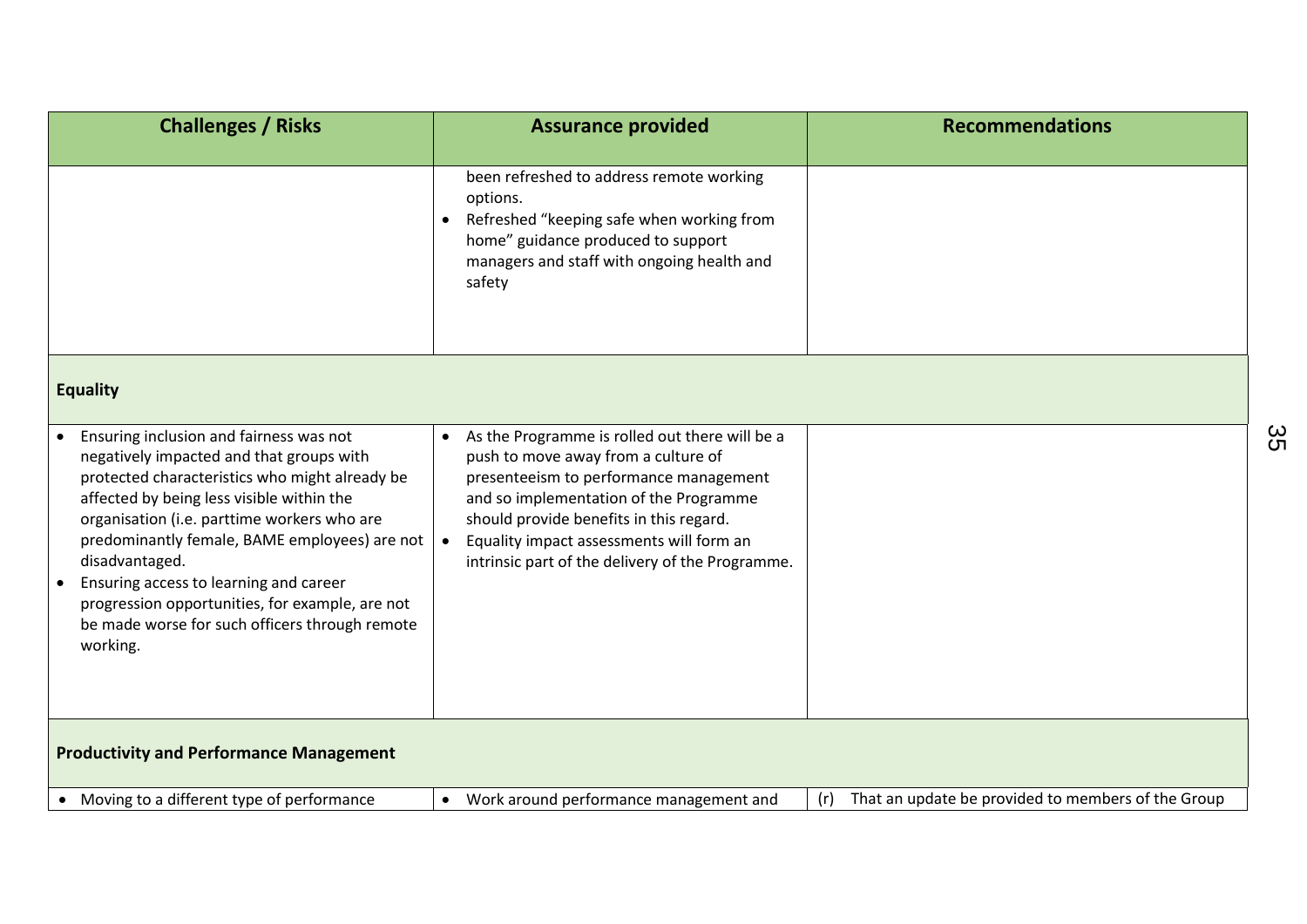| Challenges / Risks | Assurance provided | Recommendations |
|---|---|---|
| | been refreshed to address remote working options.<br>• Refreshed "keeping safe when working from home" guidance produced to support managers and staff with ongoing health and safety | |
| **Equality** | | |
| • Ensuring inclusion and fairness was not negatively impacted and that groups with protected characteristics who might already be affected by being less visible within the organisation (i.e. parttime workers who are predominantly female, BAME employees) are not disadvantaged.<br>• Ensuring access to learning and career progression opportunities, for example, are not be made worse for such officers through remote working. | • As the Programme is rolled out there will be a push to move away from a culture of presenteeism to performance management and so implementation of the Programme should provide benefits in this regard.<br>• Equality impact assessments will form an intrinsic part of the delivery of the Programme. | |
| **Productivity and Performance Management** | | |
| • Moving to a different type of performance | • Work around performance management and | (r) That an update be provided to members of the Group |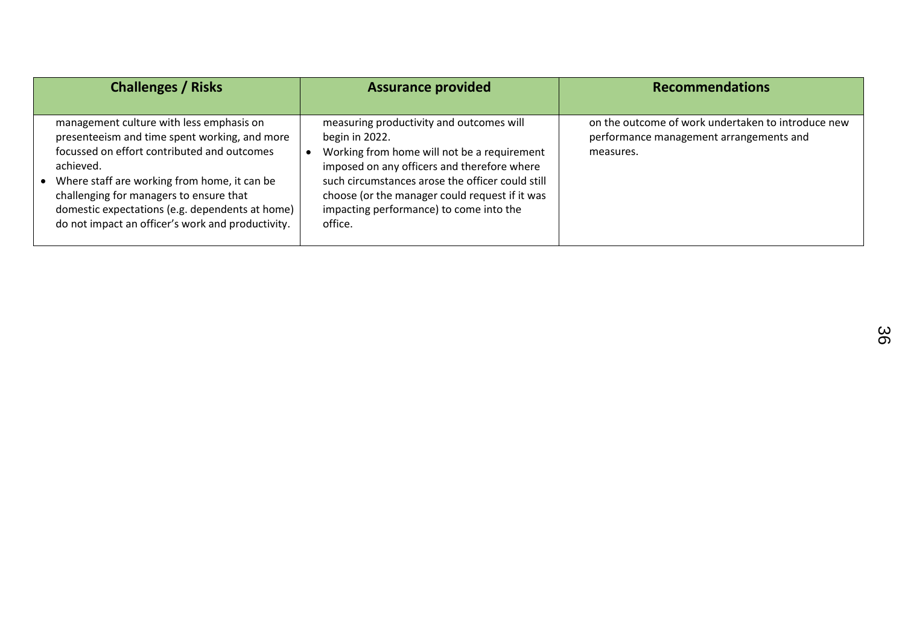| Challenges / Risks | Assurance provided | Recommendations |
|---|---|---|
| management culture with less emphasis on presenteeism and time spent working, and more focussed on effort contributed and outcomes achieved.<br>• Where staff are working from home, it can be challenging for managers to ensure that domestic expectations (e.g. dependents at home) do not impact an officer's work and productivity. | measuring productivity and outcomes will begin in 2022.<br>• Working from home will not be a requirement imposed on any officers and therefore where such circumstances arose the officer could still choose (or the manager could request if it was impacting performance) to come into the office. | on the outcome of work undertaken to introduce new performance management arrangements and measures. |